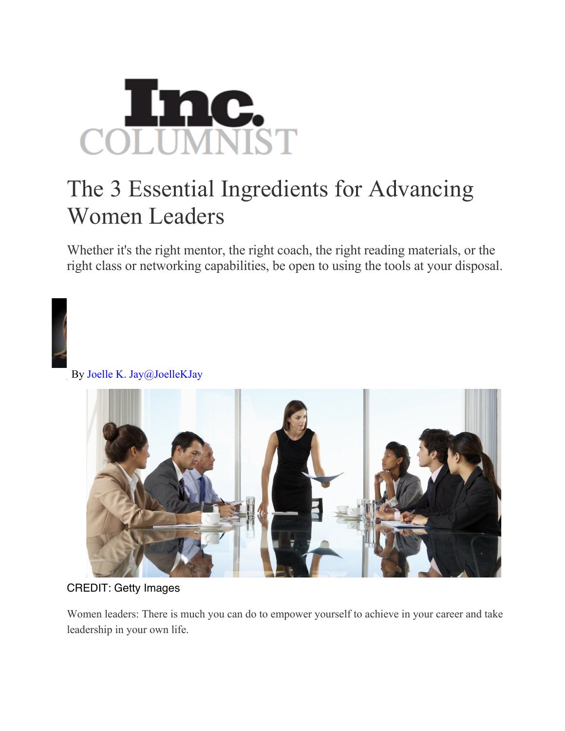Inc. COLUMNIST

# The 3 Essential Ingredients for Advancing Women Leaders

Whether it's the right mentor, the right coach, the right reading materials, or the right class or networking capabilities, be open to using the tools at your disposal.

By Joelle K. Jay@JoelleKJay

CREDIT: Getty Images

Women leaders: There is much you can do to empower yourself to achieve in your career and take leadership in your own life.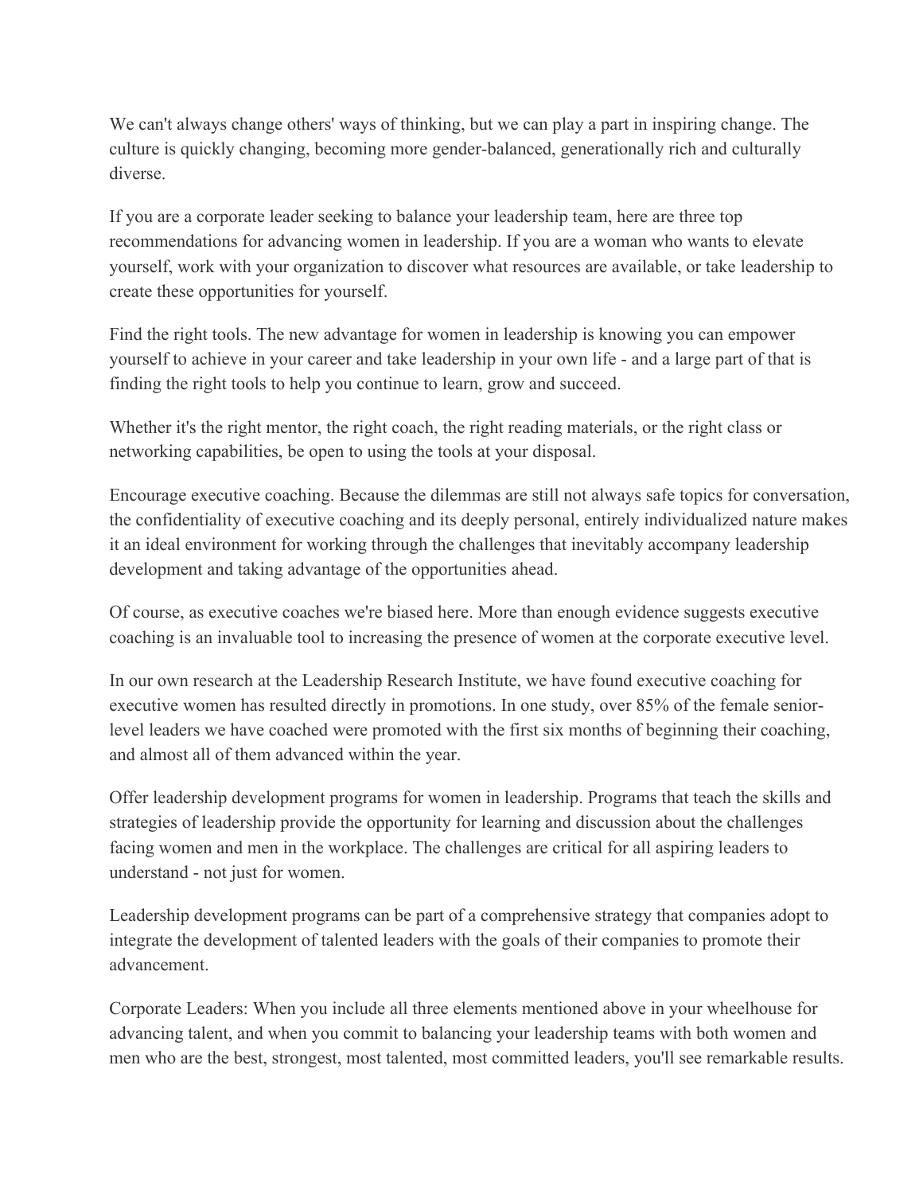We can't always change others' ways of thinking, but we can play a part in inspiring change. The culture is quickly changing, becoming more gender-balanced, generationally rich and culturally diverse.

If you are a corporate leader seeking to balance your leadership team, here are three top recommendations for advancing women in leadership. If you are a woman who wants to elevate yourself, work with your organization to discover what resources are available, or take leadership to create these opportunities for yourself.

Find the right tools. The new advantage for women in leadership is knowing you can empower yourself to achieve in your career and take leadership in your own life - and a large part of that is finding the right tools to help you continue to learn, grow and succeed.

Whether it's the right mentor, the right coach, the right reading materials, or the right class or networking capabilities, be open to using the tools at your disposal.

Encourage executive coaching. Because the dilemmas are still not always safe topics for conversation, the confidentiality of executive coaching and its deeply personal, entirely individualized nature makes it an ideal environment for working through the challenges that inevitably accompany leadership development and taking advantage of the opportunities ahead.

Of course, as executive coaches we're biased here. More than enough evidence suggests executive coaching is an invaluable tool to increasing the presence of women at the corporate executive level.

In our own research at the Leadership Research Institute, we have found executive coaching for executive women has resulted directly in promotions. In one study, over 85% of the female senior-level leaders we have coached were promoted with the first six months of beginning their coaching, and almost all of them advanced within the year.

Offer leadership development programs for women in leadership. Programs that teach the skills and strategies of leadership provide the opportunity for learning and discussion about the challenges facing women and men in the workplace. The challenges are critical for all aspiring leaders to understand - not just for women.

Leadership development programs can be part of a comprehensive strategy that companies adopt to integrate the development of talented leaders with the goals of their companies to promote their advancement.

Corporate Leaders: When you include all three elements mentioned above in your wheelhouse for advancing talent, and when you commit to balancing your leadership teams with both women and men who are the best, strongest, most talented, most committed leaders, you'll see remarkable results.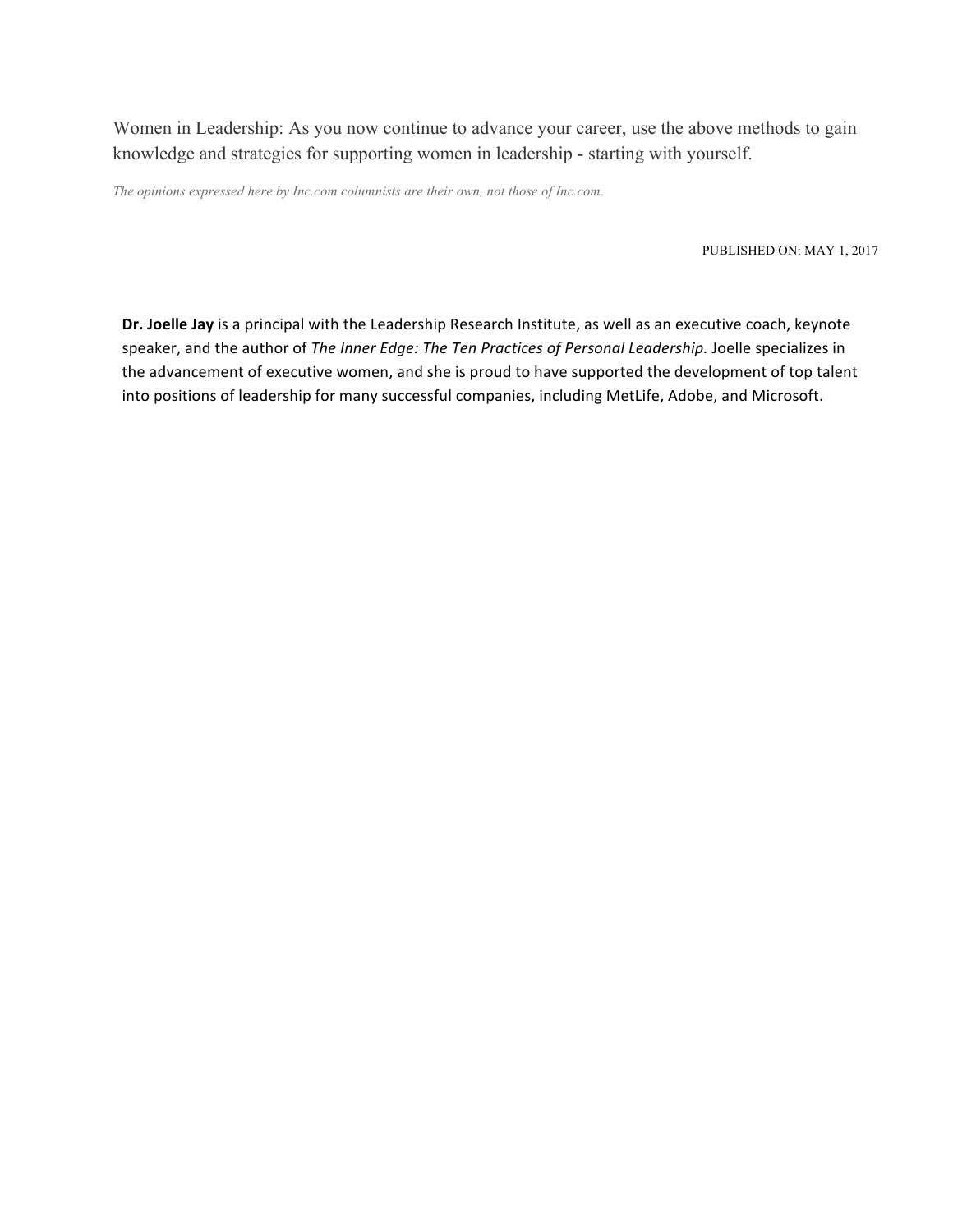Women in Leadership: As you now continue to advance your career, use the above methods to gain knowledge and strategies for supporting women in leadership - starting with yourself.

*The opinions expressed here by Inc.com columnists are their own, not those of Inc.com.*

PUBLISHED ON: MAY 1, 2017

**Dr. Joelle Jay** is a principal with the Leadership Research Institute, as well as an executive coach, keynote speaker, and the author of *The Inner Edge: The Ten Practices of Personal Leadership.* Joelle specializes in the advancement of executive women, and she is proud to have supported the development of top talent into positions of leadership for many successful companies, including MetLife, Adobe, and Microsoft.